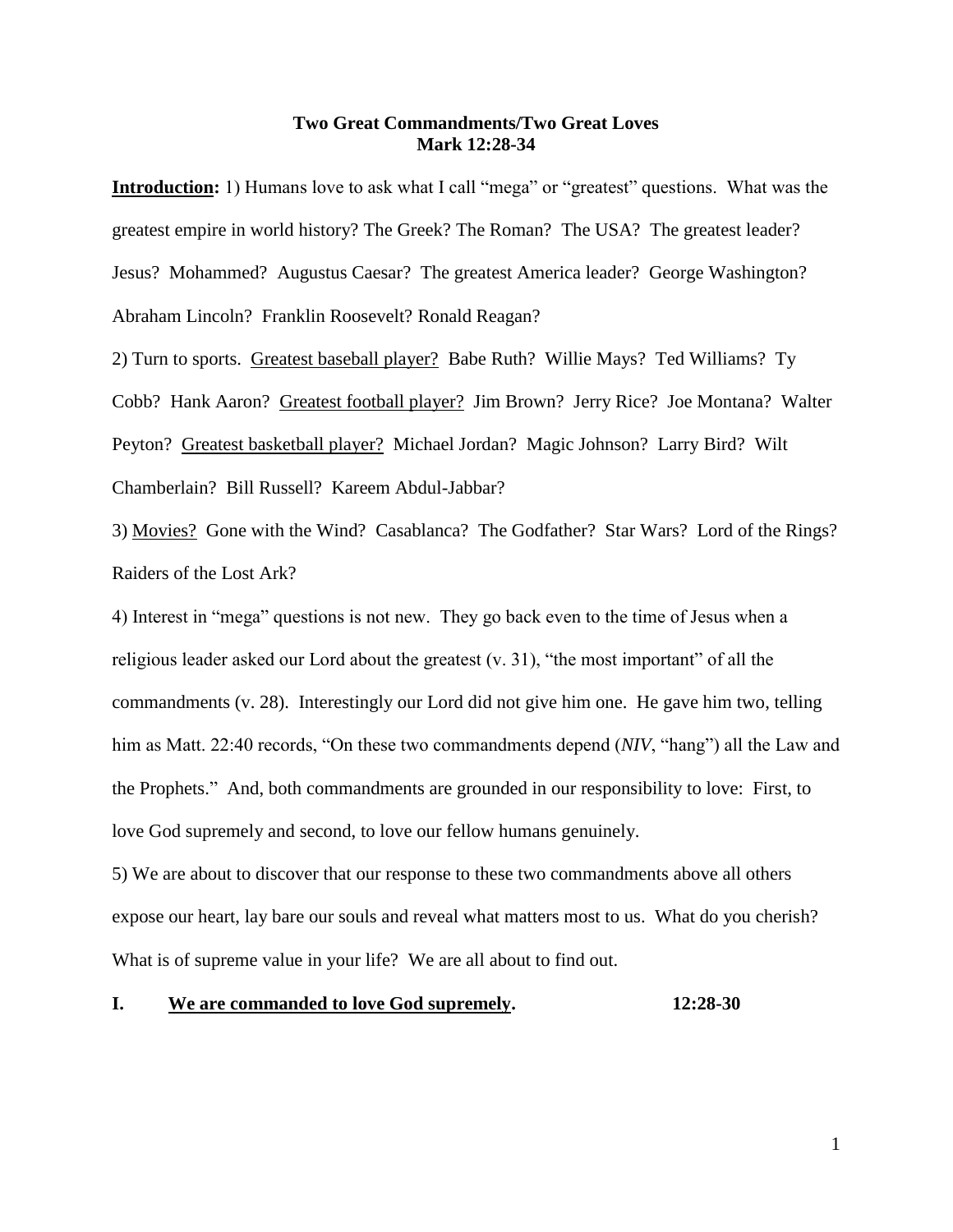**Two Great Commandments/Two Great Loves**
**Mark 12:28-34**

**<u>Introduction</u>:** 1) Humans love to ask what I call "mega" or "greatest" questions. What was the greatest empire in world history? The Greek? The Roman? The USA? The greatest leader? Jesus? Mohammed? Augustus Caesar? The greatest America leader? George Washington? Abraham Lincoln? Franklin Roosevelt? Ronald Reagan?

2) Turn to sports. <u>Greatest baseball player?</u> Babe Ruth? Willie Mays? Ted Williams? Ty Cobb? Hank Aaron? <u>Greatest football player?</u> Jim Brown? Jerry Rice? Joe Montana? Walter Peyton? <u>Greatest basketball player?</u> Michael Jordan? Magic Johnson? Larry Bird? Wilt Chamberlain? Bill Russell? Kareem Abdul-Jabbar?

3) <u>Movies?</u> Gone with the Wind? Casablanca? The Godfather? Star Wars? Lord of the Rings? Raiders of the Lost Ark?

4) Interest in "mega" questions is not new. They go back even to the time of Jesus when a religious leader asked our Lord about the greatest (v. 31), "the most important" of all the commandments (v. 28). Interestingly our Lord did not give him one. He gave him two, telling him as Matt. 22:40 records, "On these two commandments depend (*NIV*, "hang") all the Law and the Prophets." And, both commandments are grounded in our responsibility to love: First, to love God supremely and second, to love our fellow humans genuinely.

5) We are about to discover that our response to these two commandments above all others expose our heart, lay bare our souls and reveal what matters most to us. What do you cherish? What is of supreme value in your life? We are all about to find out.

**I. <u>We are commanded to love God supremely</u>. 12:28-30**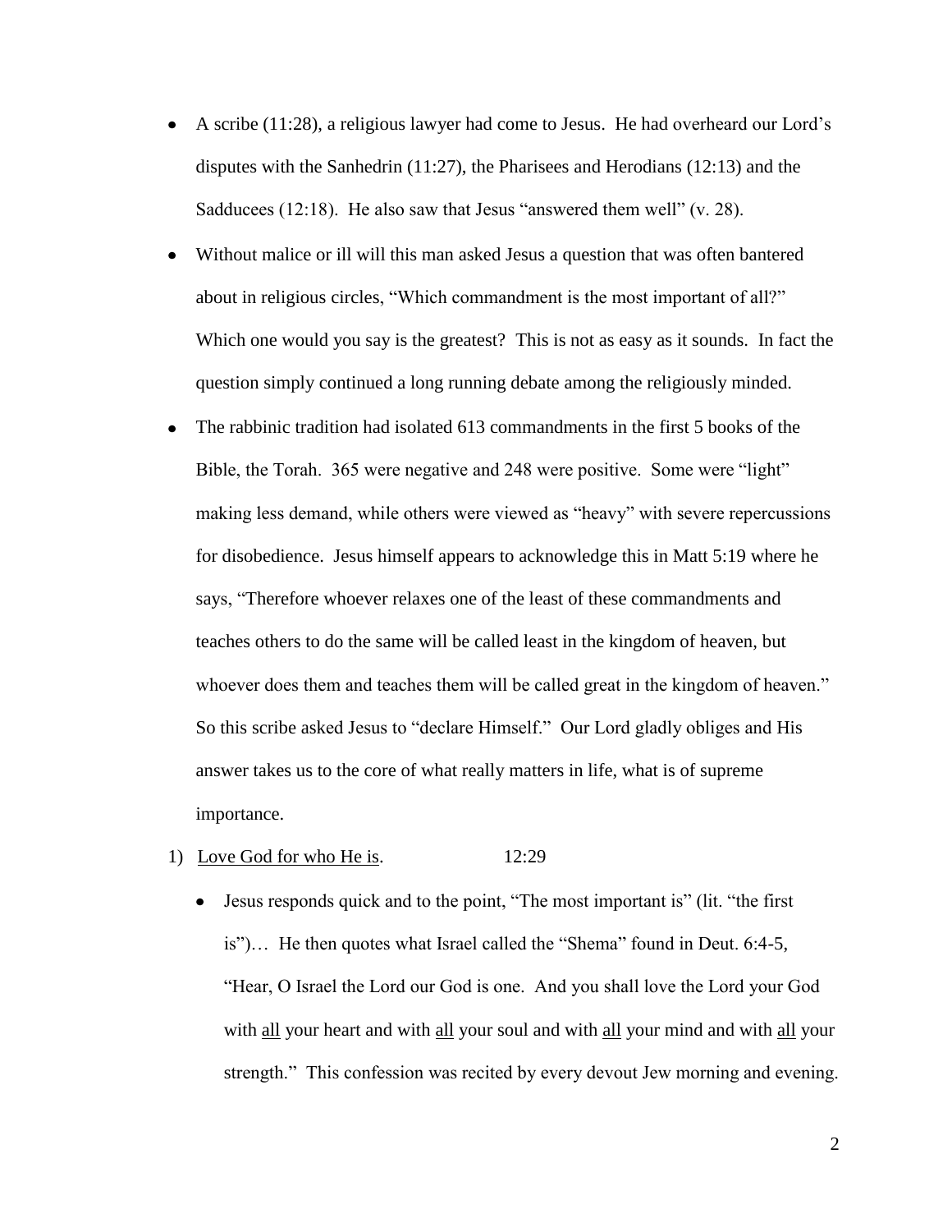- A scribe (11:28), a religious lawyer had come to Jesus. He had overheard our Lord's disputes with the Sanhedrin (11:27), the Pharisees and Herodians (12:13) and the Sadducees (12:18). He also saw that Jesus "answered them well" (v. 28).
- Without malice or ill will this man asked Jesus a question that was often bantered about in religious circles, "Which commandment is the most important of all?" Which one would you say is the greatest? This is not as easy as it sounds. In fact the question simply continued a long running debate among the religiously minded.
- The rabbinic tradition had isolated 613 commandments in the first 5 books of the Bible, the Torah. 365 were negative and 248 were positive. Some were "light" making less demand, while others were viewed as "heavy" with severe repercussions for disobedience. Jesus himself appears to acknowledge this in Matt 5:19 where he says, "Therefore whoever relaxes one of the least of these commandments and teaches others to do the same will be called least in the kingdom of heaven, but whoever does them and teaches them will be called great in the kingdom of heaven." So this scribe asked Jesus to "declare Himself." Our Lord gladly obliges and His answer takes us to the core of what really matters in life, what is of supreme importance.

1) <u>Love God for who He is</u>. 12:29

   - Jesus responds quick and to the point, "The most important is" (lit. "the first is")… He then quotes what Israel called the "Shema" found in Deut. 6:4-5, "Hear, O Israel the Lord our God is one. And you shall love the Lord your God with <u>all</u> your heart and with <u>all</u> your soul and with <u>all</u> your mind and with <u>all</u> your strength." This confession was recited by every devout Jew morning and evening.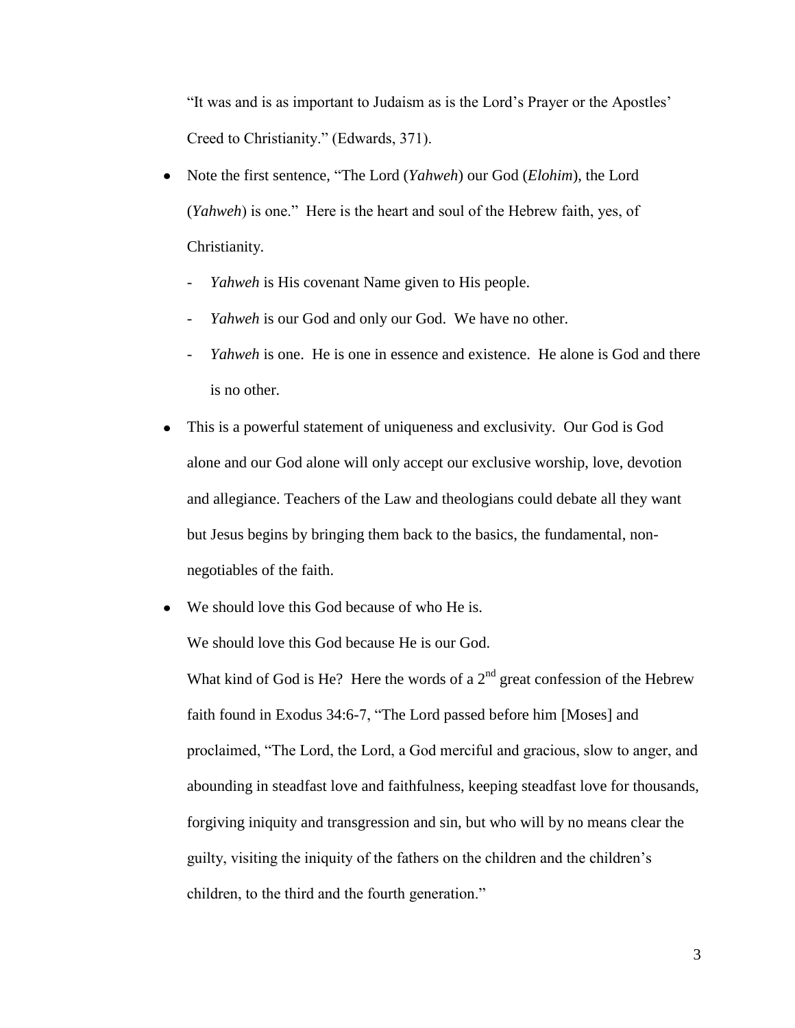"It was and is as important to Judaism as is the Lord's Prayer or the Apostles' Creed to Christianity." (Edwards, 371).

- Note the first sentence, "The Lord (*Yahweh*) our God (*Elohim*), the Lord (*Yahweh*) is one." Here is the heart and soul of the Hebrew faith, yes, of Christianity.
  - *Yahweh* is His covenant Name given to His people.
  - *Yahweh* is our God and only our God. We have no other.
  - *Yahweh* is one. He is one in essence and existence. He alone is God and there is no other.
- This is a powerful statement of uniqueness and exclusivity. Our God is God alone and our God alone will only accept our exclusive worship, love, devotion and allegiance. Teachers of the Law and theologians could debate all they want but Jesus begins by bringing them back to the basics, the fundamental, non-negotiables of the faith.
- We should love this God because of who He is.

  We should love this God because He is our God.

  What kind of God is He? Here the words of a 2nd great confession of the Hebrew faith found in Exodus 34:6-7, "The Lord passed before him [Moses] and proclaimed, "The Lord, the Lord, a God merciful and gracious, slow to anger, and abounding in steadfast love and faithfulness, keeping steadfast love for thousands, forgiving iniquity and transgression and sin, but who will by no means clear the guilty, visiting the iniquity of the fathers on the children and the children's children, to the third and the fourth generation."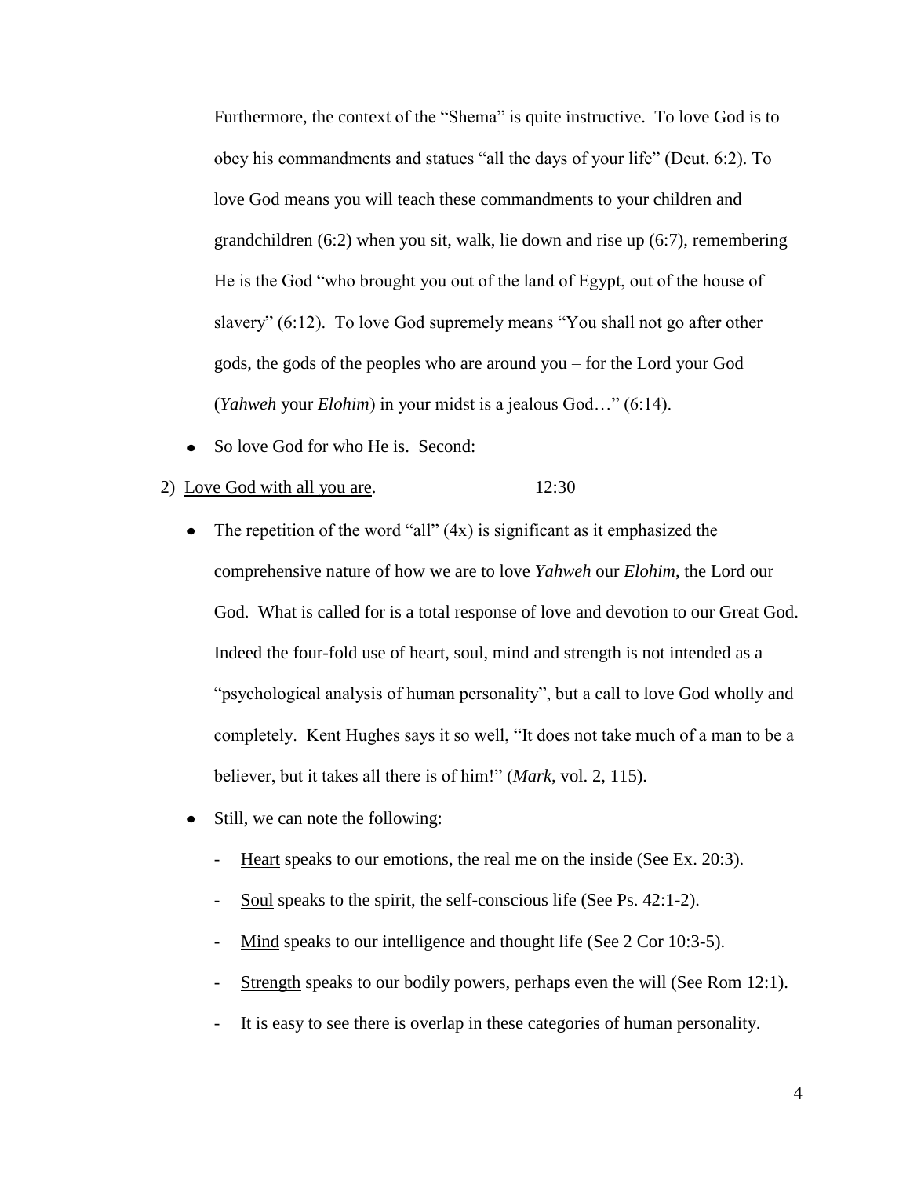Furthermore, the context of the "Shema" is quite instructive. To love God is to obey his commandments and statues "all the days of your life" (Deut. 6:2). To love God means you will teach these commandments to your children and grandchildren (6:2) when you sit, walk, lie down and rise up (6:7), remembering He is the God "who brought you out of the land of Egypt, out of the house of slavery" (6:12). To love God supremely means "You shall not go after other gods, the gods of the peoples who are around you – for the Lord your God (*Yahweh* your *Elohim*) in your midst is a jealous God…" (6:14).

- So love God for who He is. Second:

2) <u>Love God with all you are</u>. 12:30

- The repetition of the word "all" (4x) is significant as it emphasized the comprehensive nature of how we are to love *Yahweh* our *Elohim*, the Lord our God. What is called for is a total response of love and devotion to our Great God. Indeed the four-fold use of heart, soul, mind and strength is not intended as a "psychological analysis of human personality", but a call to love God wholly and completely. Kent Hughes says it so well, "It does not take much of a man to be a believer, but it takes all there is of him!" (*Mark*, vol. 2, 115).
- Still, we can note the following:
  - <u>Heart</u> speaks to our emotions, the real me on the inside (See Ex. 20:3).
  - <u>Soul</u> speaks to the spirit, the self-conscious life (See Ps. 42:1-2).
  - <u>Mind</u> speaks to our intelligence and thought life (See 2 Cor 10:3-5).
  - <u>Strength</u> speaks to our bodily powers, perhaps even the will (See Rom 12:1).
  - It is easy to see there is overlap in these categories of human personality.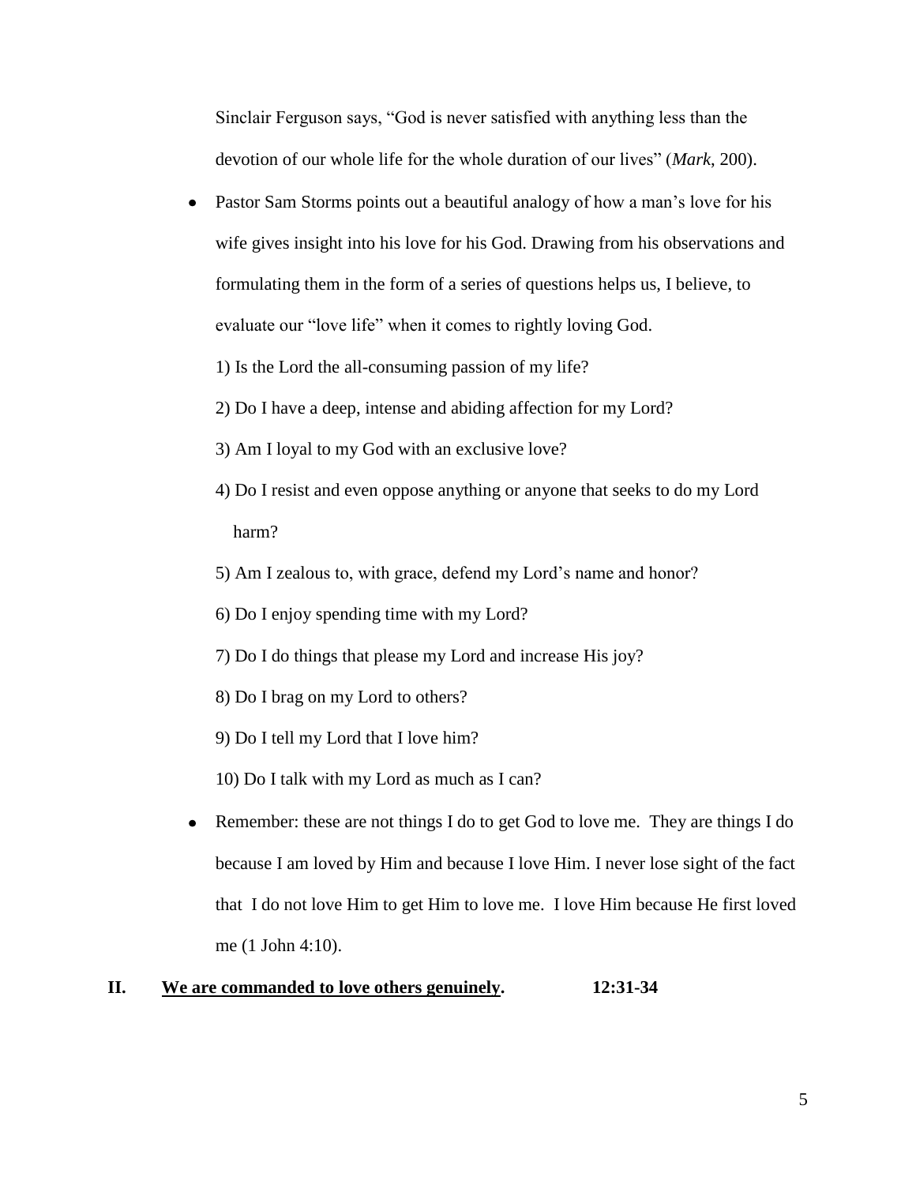Sinclair Ferguson says, "God is never satisfied with anything less than the devotion of our whole life for the whole duration of our lives" (*Mark*, 200).

- Pastor Sam Storms points out a beautiful analogy of how a man's love for his wife gives insight into his love for his God. Drawing from his observations and formulating them in the form of a series of questions helps us, I believe, to evaluate our "love life" when it comes to rightly loving God.

  1) Is the Lord the all-consuming passion of my life?

  2) Do I have a deep, intense and abiding affection for my Lord?

  3) Am I loyal to my God with an exclusive love?

  4) Do I resist and even oppose anything or anyone that seeks to do my Lord harm?

  5) Am I zealous to, with grace, defend my Lord's name and honor?

  6) Do I enjoy spending time with my Lord?

  7) Do I do things that please my Lord and increase His joy?

  8) Do I brag on my Lord to others?

  9) Do I tell my Lord that I love him?

  10) Do I talk with my Lord as much as I can?

- Remember: these are not things I do to get God to love me. They are things I do because I am loved by Him and because I love Him. I never lose sight of the fact that I do not love Him to get Him to love me. I love Him because He first loved me (1 John 4:10).

**II. <u>We are commanded to love others genuinely</u>. 12:31-34**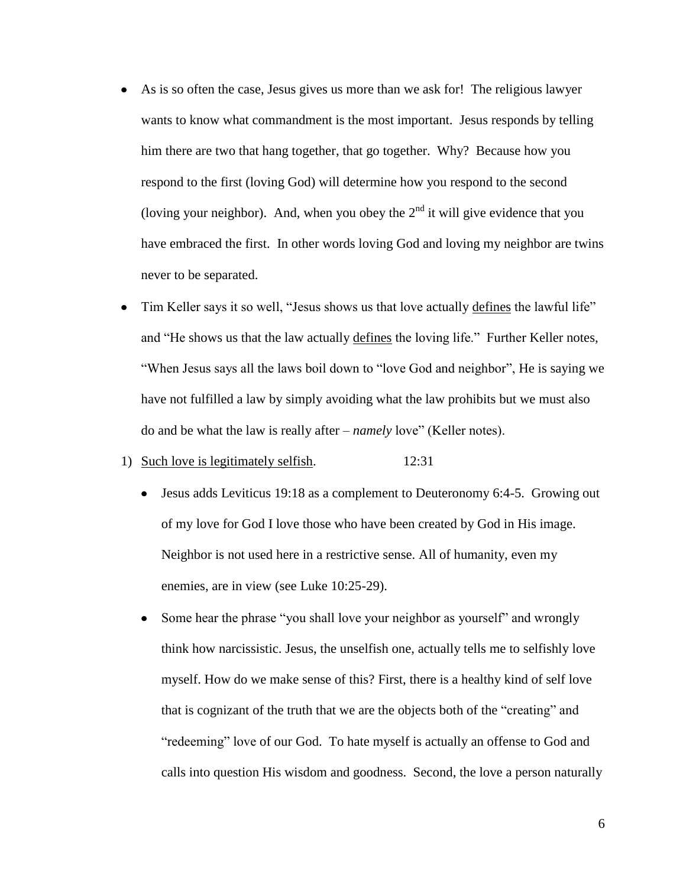- As is so often the case, Jesus gives us more than we ask for! The religious lawyer wants to know what commandment is the most important. Jesus responds by telling him there are two that hang together, that go together. Why? Because how you respond to the first (loving God) will determine how you respond to the second (loving your neighbor). And, when you obey the 2nd it will give evidence that you have embraced the first. In other words loving God and loving my neighbor are twins never to be separated.
- Tim Keller says it so well, "Jesus shows us that love actually <u>defines</u> the lawful life" and "He shows us that the law actually <u>defines</u> the loving life." Further Keller notes, "When Jesus says all the laws boil down to "love God and neighbor", He is saying we have not fulfilled a law by simply avoiding what the law prohibits but we must also do and be what the law is really after – *namely* love" (Keller notes).

1) <u>Such love is legitimately selfish</u>. 12:31
    - Jesus adds Leviticus 19:18 as a complement to Deuteronomy 6:4-5. Growing out of my love for God I love those who have been created by God in His image. Neighbor is not used here in a restrictive sense. All of humanity, even my enemies, are in view (see Luke 10:25-29).
    - Some hear the phrase "you shall love your neighbor as yourself" and wrongly think how narcissistic. Jesus, the unselfish one, actually tells me to selfishly love myself. How do we make sense of this? First, there is a healthy kind of self love that is cognizant of the truth that we are the objects both of the "creating" and "redeeming" love of our God. To hate myself is actually an offense to God and calls into question His wisdom and goodness. Second, the love a person naturally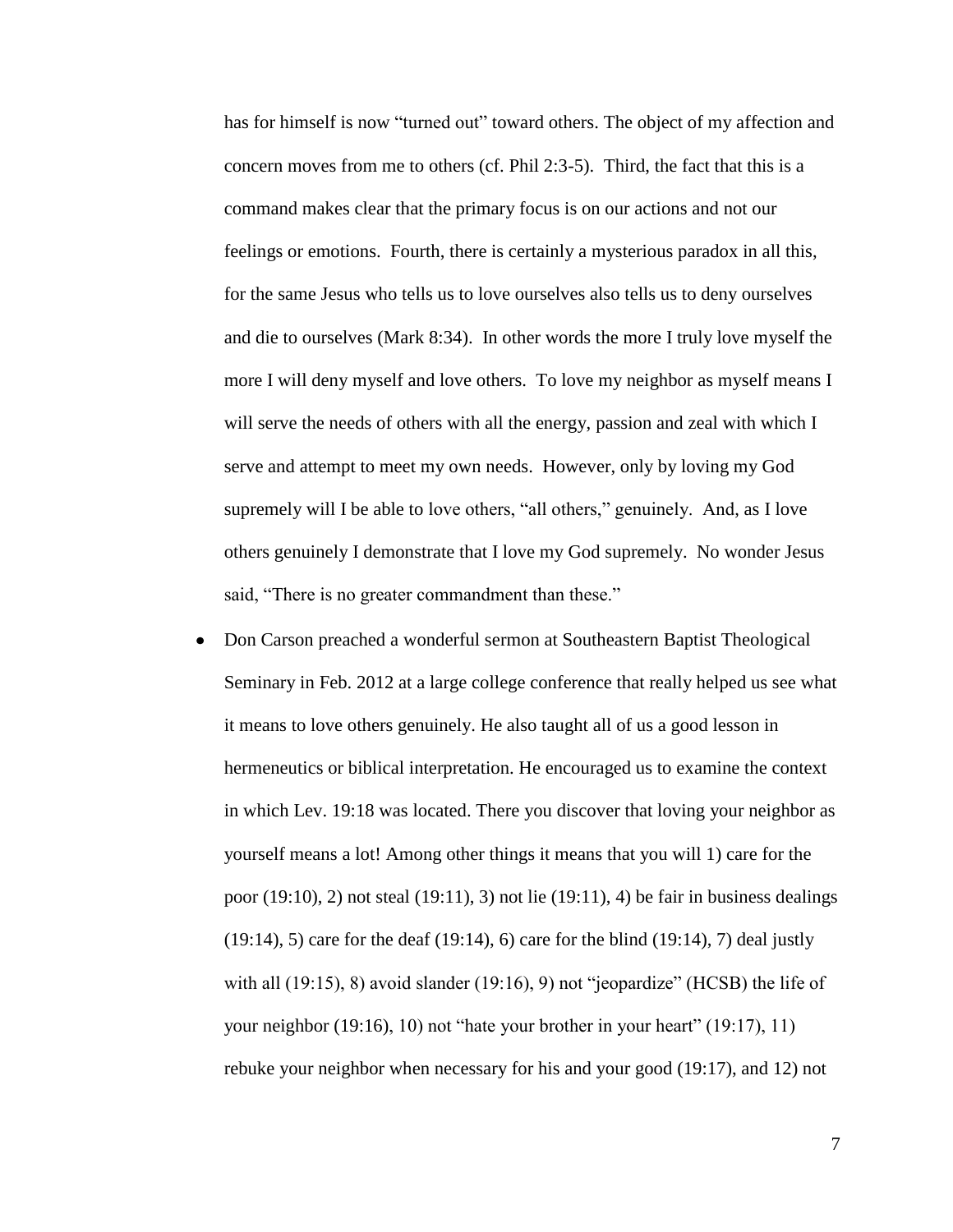has for himself is now "turned out" toward others. The object of my affection and concern moves from me to others (cf. Phil 2:3-5). Third, the fact that this is a command makes clear that the primary focus is on our actions and not our feelings or emotions. Fourth, there is certainly a mysterious paradox in all this, for the same Jesus who tells us to love ourselves also tells us to deny ourselves and die to ourselves (Mark 8:34). In other words the more I truly love myself the more I will deny myself and love others. To love my neighbor as myself means I will serve the needs of others with all the energy, passion and zeal with which I serve and attempt to meet my own needs. However, only by loving my God supremely will I be able to love others, "all others," genuinely. And, as I love others genuinely I demonstrate that I love my God supremely. No wonder Jesus said, "There is no greater commandment than these."

- Don Carson preached a wonderful sermon at Southeastern Baptist Theological Seminary in Feb. 2012 at a large college conference that really helped us see what it means to love others genuinely. He also taught all of us a good lesson in hermeneutics or biblical interpretation. He encouraged us to examine the context in which Lev. 19:18 was located. There you discover that loving your neighbor as yourself means a lot! Among other things it means that you will 1) care for the poor (19:10), 2) not steal (19:11), 3) not lie (19:11), 4) be fair in business dealings (19:14), 5) care for the deaf (19:14), 6) care for the blind (19:14), 7) deal justly with all (19:15), 8) avoid slander (19:16), 9) not "jeopardize" (HCSB) the life of your neighbor (19:16), 10) not "hate your brother in your heart" (19:17), 11) rebuke your neighbor when necessary for his and your good (19:17), and 12) not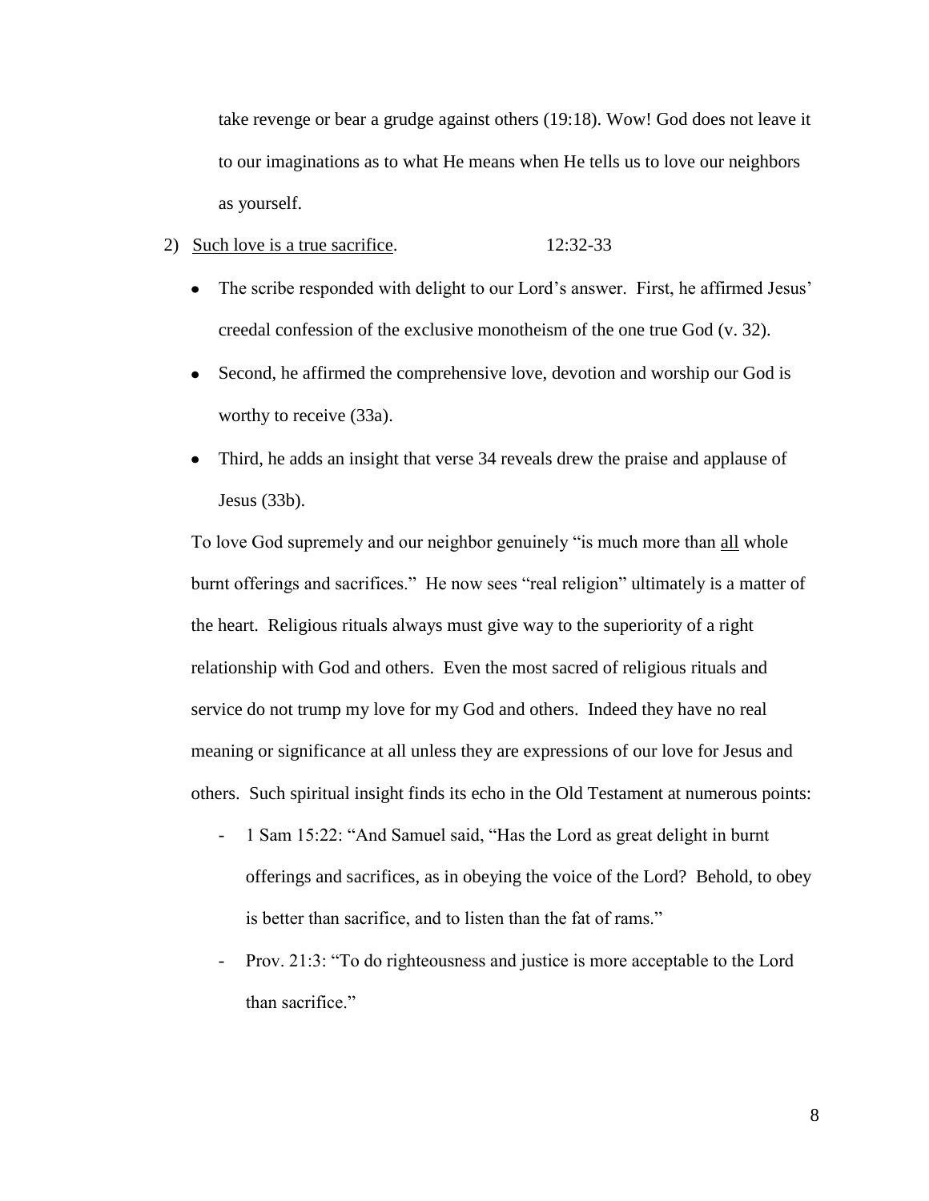take revenge or bear a grudge against others (19:18). Wow! God does not leave it to our imaginations as to what He means when He tells us to love our neighbors as yourself.

2) <u>Such love is a true sacrifice</u>. 12:32-33

- The scribe responded with delight to our Lord's answer. First, he affirmed Jesus' creedal confession of the exclusive monotheism of the one true God (v. 32).
- Second, he affirmed the comprehensive love, devotion and worship our God is worthy to receive (33a).
- Third, he adds an insight that verse 34 reveals drew the praise and applause of Jesus (33b).

To love God supremely and our neighbor genuinely "is much more than <u>all</u> whole burnt offerings and sacrifices." He now sees "real religion" ultimately is a matter of the heart. Religious rituals always must give way to the superiority of a right relationship with God and others. Even the most sacred of religious rituals and service do not trump my love for my God and others. Indeed they have no real meaning or significance at all unless they are expressions of our love for Jesus and others. Such spiritual insight finds its echo in the Old Testament at numerous points:

- 1 Sam 15:22: "And Samuel said, "Has the Lord as great delight in burnt offerings and sacrifices, as in obeying the voice of the Lord? Behold, to obey is better than sacrifice, and to listen than the fat of rams."
- Prov. 21:3: "To do righteousness and justice is more acceptable to the Lord than sacrifice."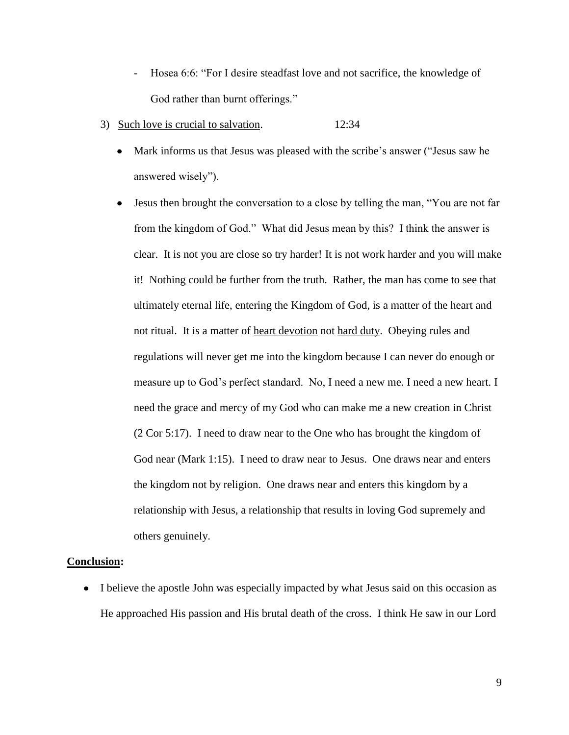- Hosea 6:6: "For I desire steadfast love and not sacrifice, the knowledge of God rather than burnt offerings."

3) <u>Such love is crucial to salvation</u>. 12:34

- Mark informs us that Jesus was pleased with the scribe's answer ("Jesus saw he answered wisely").
- Jesus then brought the conversation to a close by telling the man, "You are not far from the kingdom of God." What did Jesus mean by this? I think the answer is clear. It is not you are close so try harder! It is not work harder and you will make it! Nothing could be further from the truth. Rather, the man has come to see that ultimately eternal life, entering the Kingdom of God, is a matter of the heart and not ritual. It is a matter of <u>heart devotion</u> not <u>hard duty</u>. Obeying rules and regulations will never get me into the kingdom because I can never do enough or measure up to God's perfect standard. No, I need a new me. I need a new heart. I need the grace and mercy of my God who can make me a new creation in Christ (2 Cor 5:17). I need to draw near to the One who has brought the kingdom of God near (Mark 1:15). I need to draw near to Jesus. One draws near and enters the kingdom not by religion. One draws near and enters this kingdom by a relationship with Jesus, a relationship that results in loving God supremely and others genuinely.

**<u>Conclusion</u>:**

- I believe the apostle John was especially impacted by what Jesus said on this occasion as He approached His passion and His brutal death of the cross. I think He saw in our Lord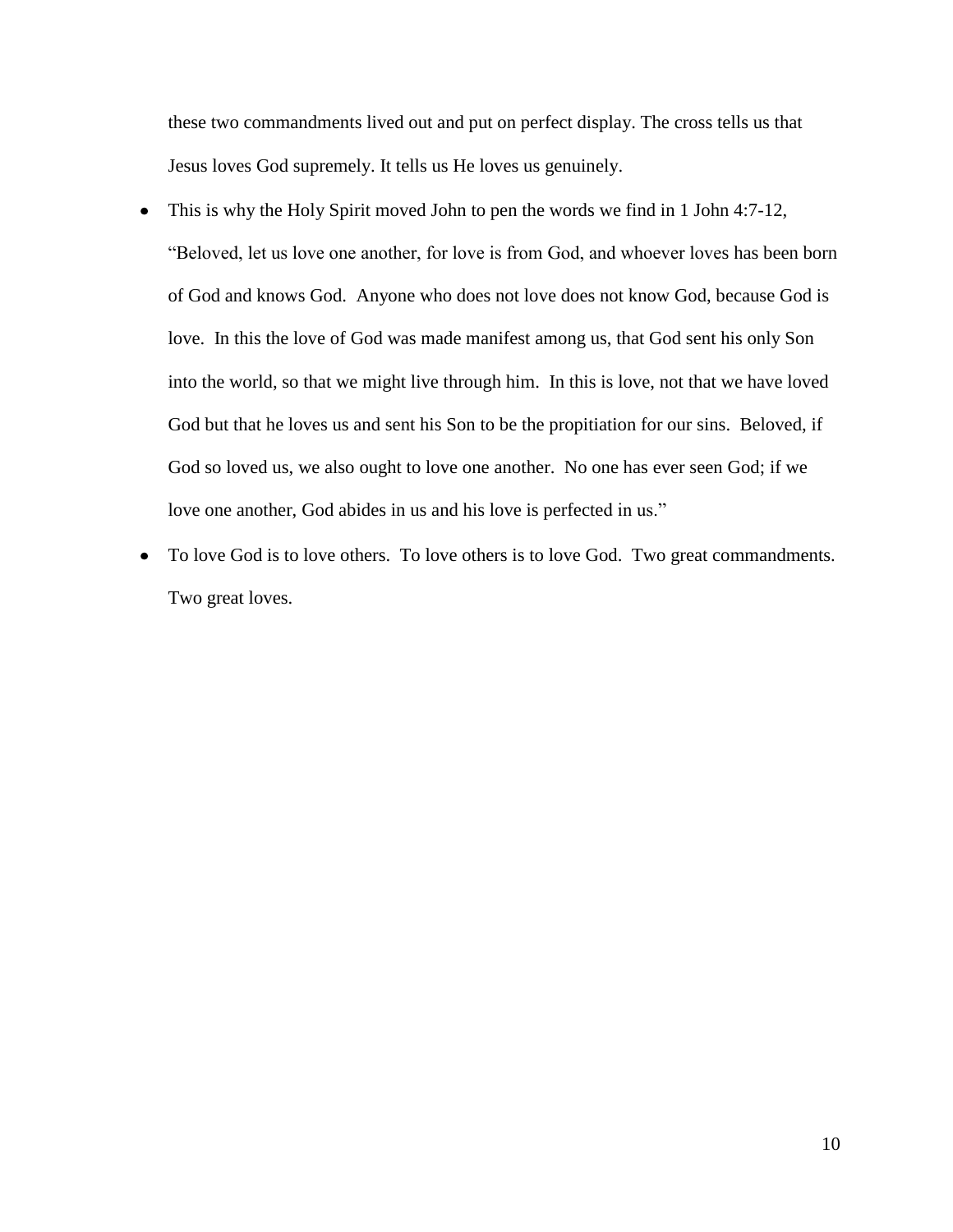these two commandments lived out and put on perfect display. The cross tells us that Jesus loves God supremely. It tells us He loves us genuinely.

- This is why the Holy Spirit moved John to pen the words we find in 1 John 4:7-12, "Beloved, let us love one another, for love is from God, and whoever loves has been born of God and knows God. Anyone who does not love does not know God, because God is love. In this the love of God was made manifest among us, that God sent his only Son into the world, so that we might live through him. In this is love, not that we have loved God but that he loves us and sent his Son to be the propitiation for our sins. Beloved, if God so loved us, we also ought to love one another. No one has ever seen God; if we love one another, God abides in us and his love is perfected in us."
- To love God is to love others. To love others is to love God. Two great commandments. Two great loves.